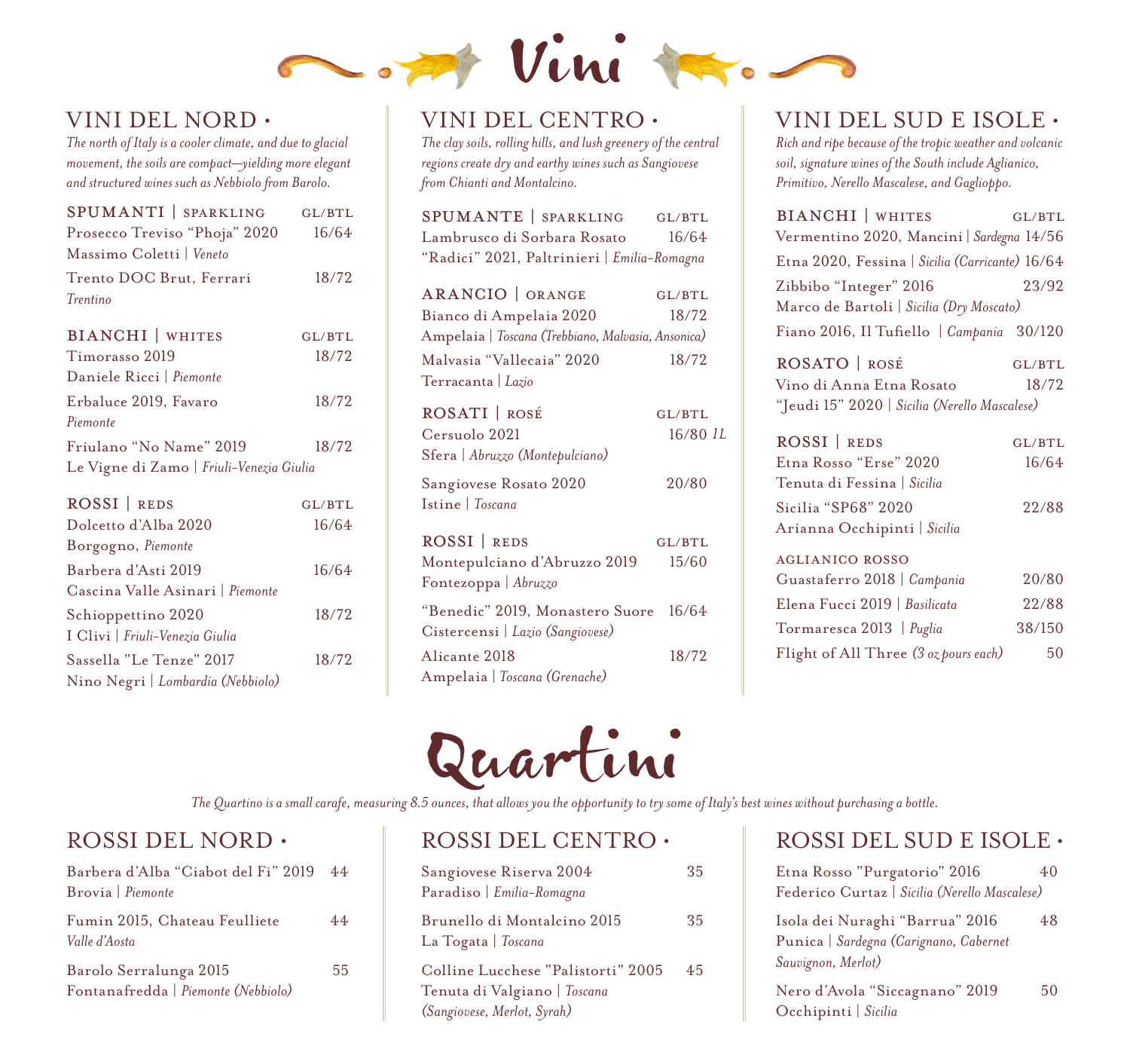# Vini

## VINI DEL NORD ·

*The north of Italy is a cooler climate, and due to glacial movement, the soils are compact—yielding more elegant and structured wines such as Nebbiolo from Barolo.*

### SPUMANTI | SPARKLING — GL/BTL

Prosecco Treviso "Phoja" 2020 — 16/64
Massimo Coletti | *Veneto*

Trento DOC Brut, Ferrari — 18/72
*Trentino*

### BIANCHI | WHITES — GL/BTL

Timorasso 2019 — 18/72
Daniele Ricci | *Piemonte*

Erbaluce 2019, Favaro — 18/72
*Piemonte*

Friulano "No Name" 2019 — 18/72
Le Vigne di Zamo | *Friuli-Venezia Giulia*

### ROSSI | REDS — GL/BTL

Dolcetto d'Alba 2020 — 16/64
Borgogno, *Piemonte*

Barbera d'Asti 2019 — 16/64
Cascina Valle Asinari | *Piemonte*

Schioppettino 2020 — 18/72
I Clivi | *Friuli-Venezia Giulia*

Sassella "Le Tenze" 2017 — 18/72
Nino Negri | *Lombardia (Nebbiolo)*

## VINI DEL CENTRO ·

*The clay soils, rolling hills, and lush greenery of the central regions create dry and earthy wines such as Sangiovese from Chianti and Montalcino.*

### SPUMANTE | SPARKLING — GL/BTL

Lambrusco di Sorbara Rosato — 16/64
"Radici" 2021, Paltrinieri | *Emilia-Romagna*

### ARANCIO | ORANGE — GL/BTL

Bianco di Ampelaia 2020 — 18/72
Ampelaia | *Toscana (Trebbiano, Malvasia, Ansonica)*

Malvasia "Vallecaia" 2020 — 18/72
Terracanta | *Lazio*

### ROSATI | ROSÉ — GL/BTL

Cersuolo 2021 — 16/80 *1L*
Sfera | *Abruzzo (Montepulciano)*

Sangiovese Rosato 2020 — 20/80
Istine | *Toscana*

### ROSSI | REDS — GL/BTL

Montepulciano d'Abruzzo 2019 — 15/60
Fontezoppa | *Abruzzo*

"Benedic" 2019, Monastero Suore — 16/64
Cistercensi | *Lazio (Sangiovese)*

Alicante 2018 — 18/72
Ampelaia | *Toscana (Grenache)*

## VINI DEL SUD E ISOLE ·

*Rich and ripe because of the tropic weather and volcanic soil, signature wines of the South include Aglianico, Primitivo, Nerello Mascalese, and Gaglioppo.*

### BIANCHI | WHITES — GL/BTL

Vermentino 2020, Mancini | *Sardegna* — 14/56

Etna 2020, Fessina | *Sicilia (Carricante)* — 16/64

Zibbibo "Integer" 2016 — 23/92
Marco de Bartoli | *Sicilia (Dry Moscato)*

Fiano 2016, Il Tufiello | *Campania* — 30/120

### ROSATO | ROSÉ — GL/BTL

Vino di Anna Etna Rosato — 18/72
"Jeudi 15" 2020 | *Sicilia (Nerello Mascalese)*

### ROSSI | REDS — GL/BTL

Etna Rosso "Erse" 2020 — 16/64
Tenuta di Fessina | *Sicilia*

Sicilia "SP68" 2020 — 22/88
Arianna Occhipinti | *Sicilia*

AGLIANICO ROSSO

Guastaferro 2018 | *Campania* — 20/80

Elena Fucci 2019 | *Basilicata* — 22/88

Tormaresca 2013 | *Puglia* — 38/150

Flight of All Three *(3 oz pours each)* — 50

# Quartini

*The Quartino is a small carafe, measuring 8.5 ounces, that allows you the opportunity to try some of Italy's best wines without purchasing a bottle.*

## ROSSI DEL NORD ·

Barbera d'Alba "Ciabot del Fi" 2019 — 44
Brovia | *Piemonte*

Fumin 2015, Chateau Feulliete — 44
*Valle d'Aosta*

Barolo Serralunga 2015 — 55
Fontanafredda | *Piemonte (Nebbiolo)*

## ROSSI DEL CENTRO ·

Sangiovese Riserva 2004 — 35
Paradiso | *Emilia-Romagna*

Brunello di Montalcino 2015 — 35
La Togata | *Toscana*

Colline Lucchese "Palistorti" 2005 — 45
Tenuta di Valgiano | *Toscana (Sangiovese, Merlot, Syrah)*

## ROSSI DEL SUD E ISOLE ·

Etna Rosso "Purgatorio" 2016 — 40
Federico Curtaz | *Sicilia (Nerello Mascalese)*

Isola dei Nuraghi "Barrua" 2016 — 48
Punica | *Sardegna (Carignano, Cabernet Sauvignon, Merlot)*

Nero d'Avola "Siccagnano" 2019 — 50
Occhipinti | *Sicilia*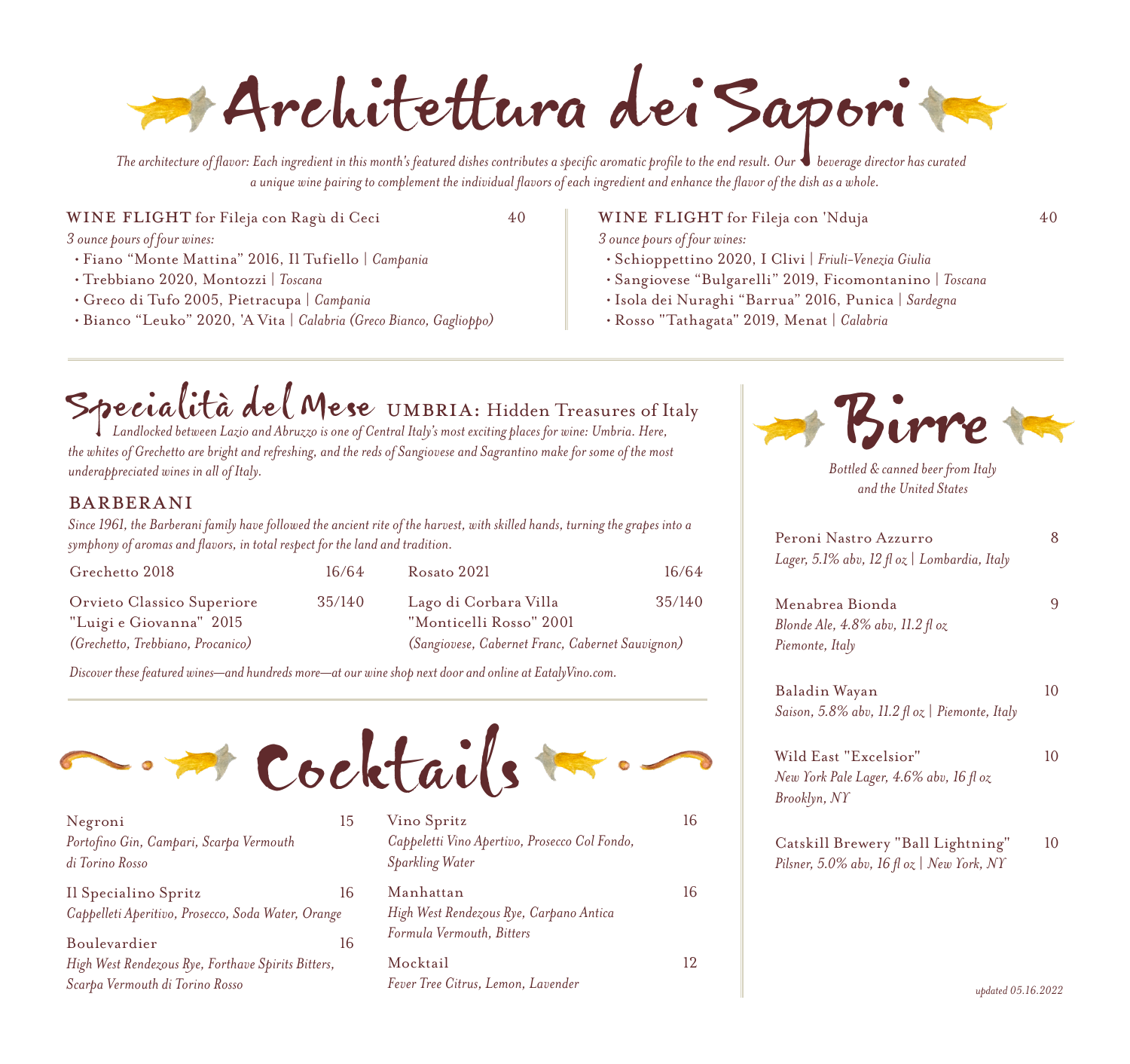# Architettura dei Sapori

*The architecture of flavor: Each ingredient in this month's featured dishes contributes a specific aromatic profile to the end result. Our beverage director has curated a unique wine pairing to complement the individual flavors of each ingredient and enhance the flavor of the dish as a whole.*

**WINE FLIGHT** for Fileja con Ragù di Ceci — 40

*3 ounce pours of four wines:*

- Fiano "Monte Mattina" 2016, Il Tufiello | *Campania*
- Trebbiano 2020, Montozzi | *Toscana*
- Greco di Tufo 2005, Pietracupa | *Campania*
- Bianco "Leuko" 2020, 'A Vita | *Calabria (Greco Bianco, Gaglioppo)*

**WINE FLIGHT** for Fileja con 'Nduja — 40

*3 ounce pours of four wines:*

- Schioppettino 2020, I Clivi | *Friuli-Venezia Giulia*
- Sangiovese "Bulgarelli" 2019, Ficomontanino | *Toscana*
- Isola dei Nuraghi "Barrua" 2016, Punica | *Sardegna*
- Rosso "Tathagata" 2019, Menat | *Calabria*

## Specialità del Mese — UMBRIA: Hidden Treasures of Italy

*Landlocked between Lazio and Abruzzo is one of Central Italy's most exciting places for wine: Umbria. Here, the whites of Grechetto are bright and refreshing, and the reds of Sangiovese and Sagrantino make for some of the most underappreciated wines in all of Italy.*

### BARBERANI

*Since 1961, the Barberani family have followed the ancient rite of the harvest, with skilled hands, turning the grapes into a symphony of aromas and flavors, in total respect for the land and tradition.*

| Wine | Price |
|---|---|
| Grechetto 2018 | 16/64 |
| Rosato 2021 | 16/64 |
| Orvieto Classico Superiore "Luigi e Giovanna" 2015 *(Grechetto, Trebbiano, Procanico)* | 35/140 |
| Lago di Corbara Villa "Monticelli Rosso" 2001 *(Sangiovese, Cabernet Franc, Cabernet Sauvignon)* | 35/140 |

*Discover these featured wines—and hundreds more—at our wine shop next door and online at EatalyVino.com.*

## Cocktails

**Negroni** — 15
*Portofino Gin, Campari, Scarpa Vermouth di Torino Rosso*

**Il Specialino Spritz** — 16
*Cappelleti Aperitivo, Prosecco, Soda Water, Orange*

**Boulevardier** — 16
*High West Rendezous Rye, Forthave Spirits Bitters, Scarpa Vermouth di Torino Rosso*

**Vino Spritz** — 16
*Cappeletti Vino Apertivo, Prosecco Col Fondo, Sparkling Water*

**Manhattan** — 16
*High West Rendezous Rye, Carpano Antica Formula Vermouth, Bitters*

**Mocktail** — 12
*Fever Tree Citrus, Lemon, Lavender*

## Birre

*Bottled & canned beer from Italy and the United States*

**Peroni Nastro Azzurro** — 8
*Lager, 5.1% abv, 12 fl oz | Lombardia, Italy*

**Menabrea Bionda** — 9
*Blonde Ale, 4.8% abv, 11.2 fl oz Piemonte, Italy*

**Baladin Wayan** — 10
*Saison, 5.8% abv, 11.2 fl oz | Piemonte, Italy*

**Wild East "Excelsior"** — 10
*New York Pale Lager, 4.6% abv, 16 fl oz Brooklyn, NY*

**Catskill Brewery "Ball Lightning"** — 10
*Pilsner, 5.0% abv, 16 fl oz | New York, NY*

*updated 05.16.2022*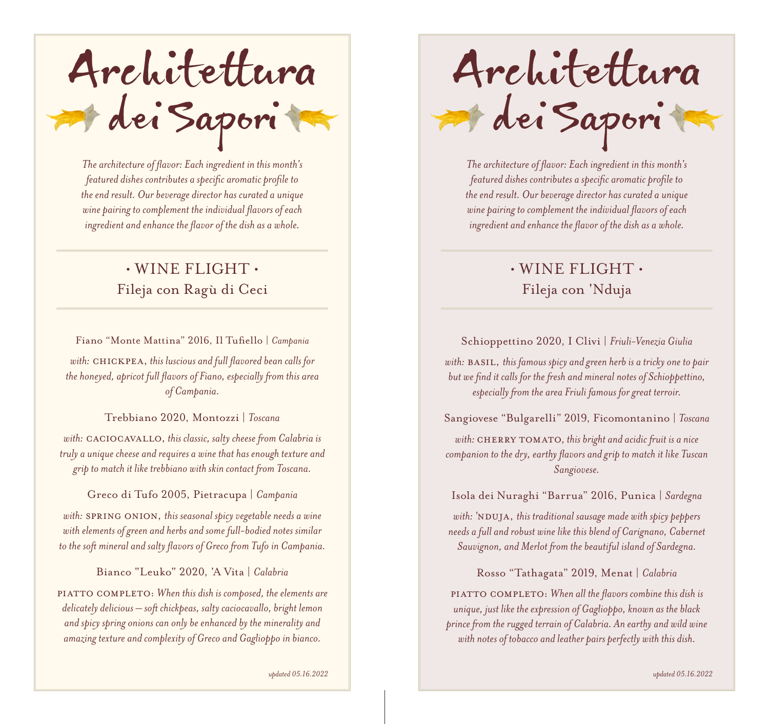# Architettura dei Sapori

*The architecture of flavor: Each ingredient in this month's featured dishes contributes a specific aromatic profile to the end result. Our beverage director has curated a unique wine pairing to complement the individual flavors of each ingredient and enhance the flavor of the dish as a whole.*

## • WINE FLIGHT •

### Fileja con Ragù di Ceci

Fiano "Monte Mattina" 2016, Il Tufiello | *Campania*

*with:* CHICKPEA, *this luscious and full flavored bean calls for the honeyed, apricot full flavors of Fiano, especially from this area of Campania.*

Trebbiano 2020, Montozzi | *Toscana*

*with:* CACIOCAVALLO, *this classic, salty cheese from Calabria is truly a unique cheese and requires a wine that has enough texture and grip to match it like trebbiano with skin contact from Toscana.*

Greco di Tufo 2005, Pietracupa | *Campania*

*with:* SPRING ONION, *this seasonal spicy vegetable needs a wine with elements of green and herbs and some full-bodied notes similar to the soft mineral and salty flavors of Greco from Tufo in Campania.*

Bianco "Leuko" 2020, 'A Vita | *Calabria*

PIATTO COMPLETO: *When this dish is composed, the elements are delicately delicious—soft chickpeas, salty caciocavallo, bright lemon and spicy spring onions can only be enhanced by the minerality and amazing texture and complexity of Greco and Gaglioppo in bianco.*

*updated 05.16.2022*

# Architettura dei Sapori

*The architecture of flavor: Each ingredient in this month's featured dishes contributes a specific aromatic profile to the end result. Our beverage director has curated a unique wine pairing to complement the individual flavors of each ingredient and enhance the flavor of the dish as a whole.*

## • WINE FLIGHT •

### Fileja con 'Nduja

Schioppettino 2020, I Clivi | *Friuli-Venezia Giulia*

*with:* BASIL, *this famous spicy and green herb is a tricky one to pair but we find it calls for the fresh and mineral notes of Schioppettino, especially from the area Friuli famous for great terroir.*

Sangiovese "Bulgarelli" 2019, Ficomontanino | *Toscana*

*with:* CHERRY TOMATO, *this bright and acidic fruit is a nice companion to the dry, earthy flavors and grip to match it like Tuscan Sangiovese.*

Isola dei Nuraghi "Barrua" 2016, Punica | *Sardegna*

*with:* 'NDUJA, *this traditional sausage made with spicy peppers needs a full and robust wine like this blend of Carignano, Cabernet Sauvignon, and Merlot from the beautiful island of Sardegna.*

Rosso "Tathagata" 2019, Menat | *Calabria*

PIATTO COMPLETO: *When all the flavors combine this dish is unique, just like the expression of Gaglioppo, known as the black prince from the rugged terrain of Calabria. An earthy and wild wine with notes of tobacco and leather pairs perfectly with this dish.*

*updated 05.16.2022*